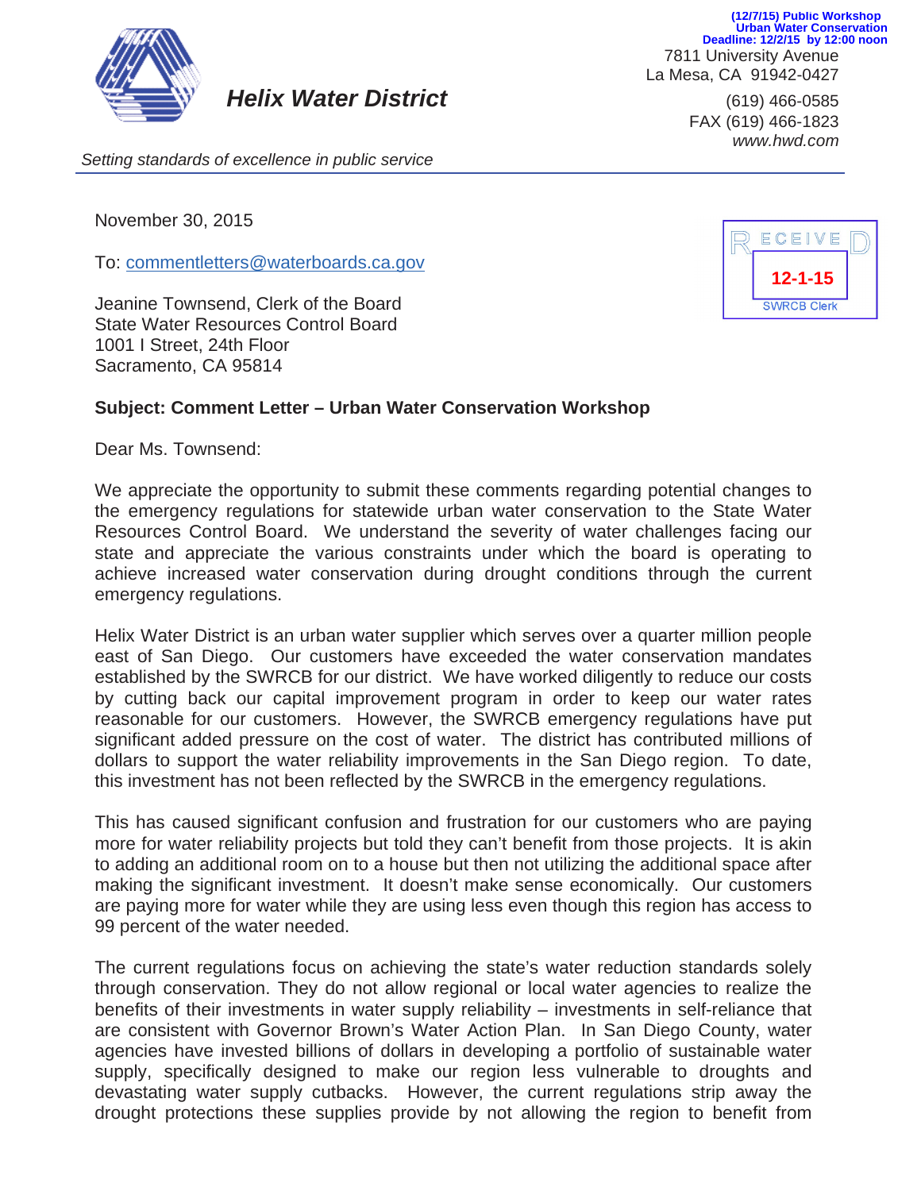(12/7/15) Public Workshop
Urban Water Conservation
Deadline: 12/2/15 by 12:00 noon

**_Helix Water District_**

7811 University Avenue
La Mesa, CA 91942-0427

(619) 466-0585
FAX (619) 466-1823
*www.hwd.com*

*Setting standards of excellence in public service*

RECEIVED
12-1-15
SWRCB Clerk

November 30, 2015

To: commentletters@waterboards.ca.gov

Jeanine Townsend, Clerk of the Board
State Water Resources Control Board
1001 I Street, 24th Floor
Sacramento, CA 95814

**Subject: Comment Letter – Urban Water Conservation Workshop**

Dear Ms. Townsend:

We appreciate the opportunity to submit these comments regarding potential changes to the emergency regulations for statewide urban water conservation to the State Water Resources Control Board. We understand the severity of water challenges facing our state and appreciate the various constraints under which the board is operating to achieve increased water conservation during drought conditions through the current emergency regulations.

Helix Water District is an urban water supplier which serves over a quarter million people east of San Diego. Our customers have exceeded the water conservation mandates established by the SWRCB for our district. We have worked diligently to reduce our costs by cutting back our capital improvement program in order to keep our water rates reasonable for our customers. However, the SWRCB emergency regulations have put significant added pressure on the cost of water. The district has contributed millions of dollars to support the water reliability improvements in the San Diego region. To date, this investment has not been reflected by the SWRCB in the emergency regulations.

This has caused significant confusion and frustration for our customers who are paying more for water reliability projects but told they can't benefit from those projects. It is akin to adding an additional room on to a house but then not utilizing the additional space after making the significant investment. It doesn't make sense economically. Our customers are paying more for water while they are using less even though this region has access to 99 percent of the water needed.

The current regulations focus on achieving the state's water reduction standards solely through conservation. They do not allow regional or local water agencies to realize the benefits of their investments in water supply reliability – investments in self-reliance that are consistent with Governor Brown's Water Action Plan. In San Diego County, water agencies have invested billions of dollars in developing a portfolio of sustainable water supply, specifically designed to make our region less vulnerable to droughts and devastating water supply cutbacks. However, the current regulations strip away the drought protections these supplies provide by not allowing the region to benefit from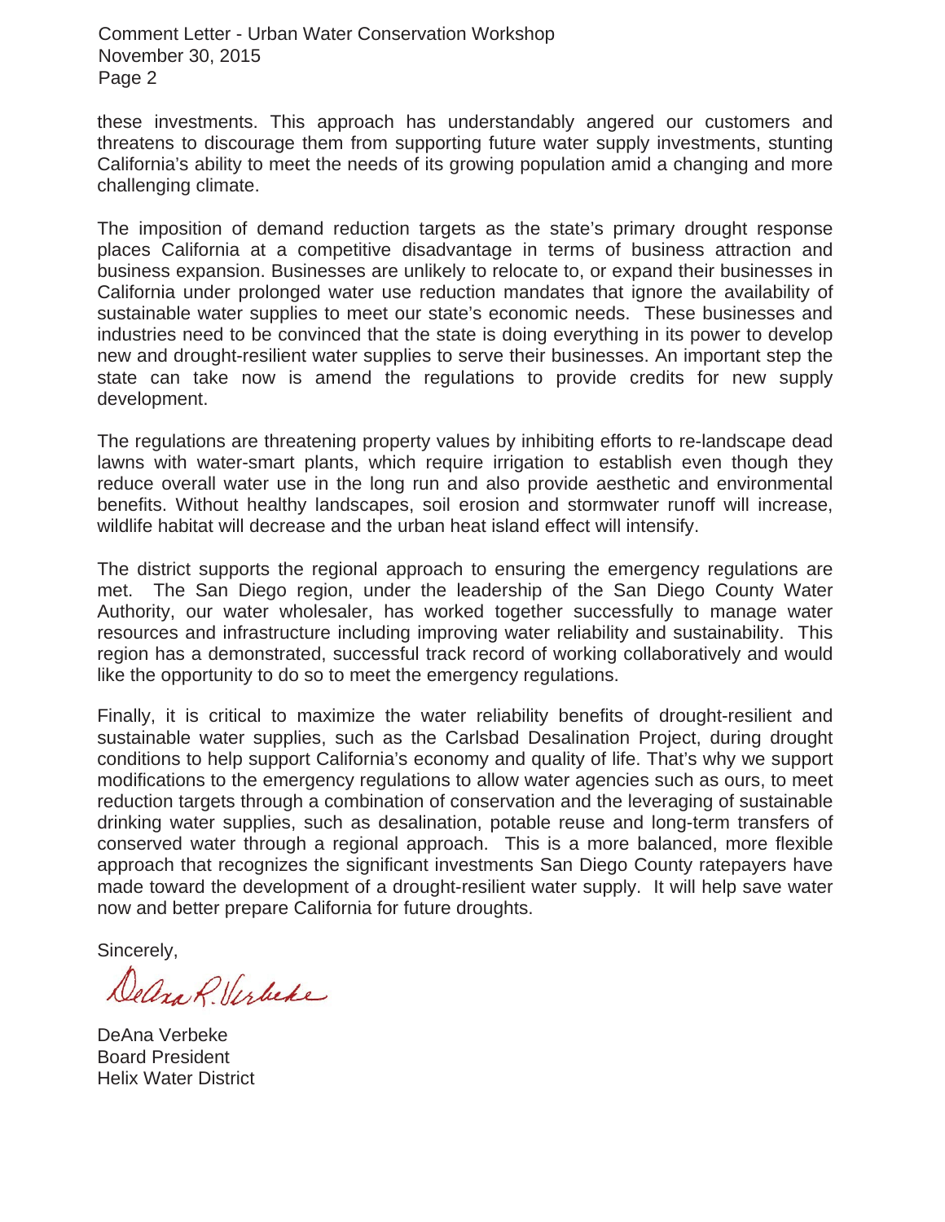these investments. This approach has understandably angered our customers and threatens to discourage them from supporting future water supply investments, stunting California's ability to meet the needs of its growing population amid a changing and more challenging climate.

The imposition of demand reduction targets as the state's primary drought response places California at a competitive disadvantage in terms of business attraction and business expansion. Businesses are unlikely to relocate to, or expand their businesses in California under prolonged water use reduction mandates that ignore the availability of sustainable water supplies to meet our state's economic needs. These businesses and industries need to be convinced that the state is doing everything in its power to develop new and drought-resilient water supplies to serve their businesses. An important step the state can take now is amend the regulations to provide credits for new supply development.

The regulations are threatening property values by inhibiting efforts to re-landscape dead lawns with water-smart plants, which require irrigation to establish even though they reduce overall water use in the long run and also provide aesthetic and environmental benefits. Without healthy landscapes, soil erosion and stormwater runoff will increase, wildlife habitat will decrease and the urban heat island effect will intensify.

The district supports the regional approach to ensuring the emergency regulations are met. The San Diego region, under the leadership of the San Diego County Water Authority, our water wholesaler, has worked together successfully to manage water resources and infrastructure including improving water reliability and sustainability. This region has a demonstrated, successful track record of working collaboratively and would like the opportunity to do so to meet the emergency regulations.

Finally, it is critical to maximize the water reliability benefits of drought-resilient and sustainable water supplies, such as the Carlsbad Desalination Project, during drought conditions to help support California's economy and quality of life. That's why we support modifications to the emergency regulations to allow water agencies such as ours, to meet reduction targets through a combination of conservation and the leveraging of sustainable drinking water supplies, such as desalination, potable reuse and long-term transfers of conserved water through a regional approach. This is a more balanced, more flexible approach that recognizes the significant investments San Diego County ratepayers have made toward the development of a drought-resilient water supply. It will help save water now and better prepare California for future droughts.

Sincerely,

DeAna R. Verbeke

DeAna Verbeke
Board President
Helix Water District